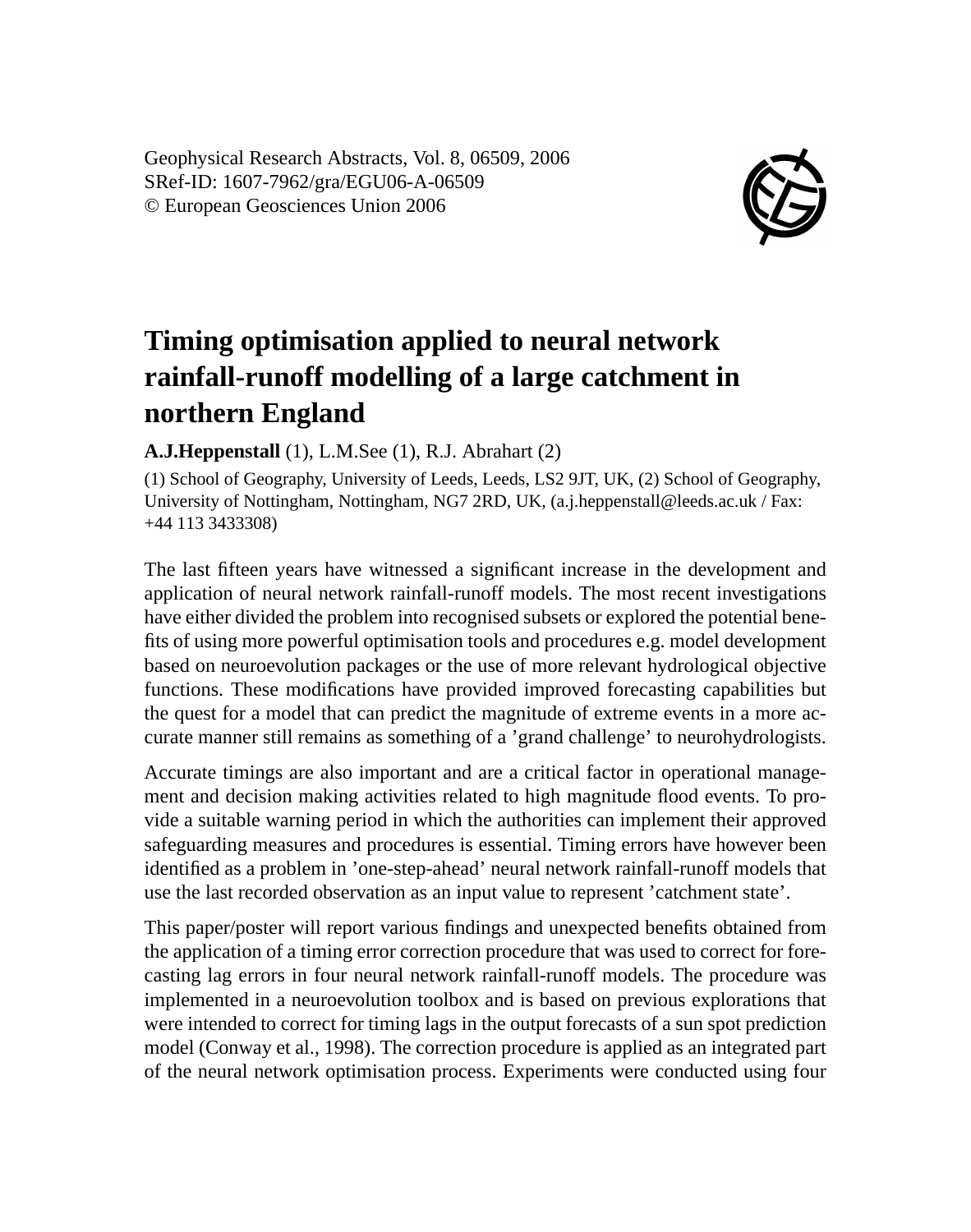Geophysical Research Abstracts, Vol. 8, 06509, 2006
SRef-ID: 1607-7962/gra/EGU06-A-06509
© European Geosciences Union 2006

# Timing optimisation applied to neural network rainfall-runoff modelling of a large catchment in northern England

**A.J.Heppenstall** (1), L.M.See (1), R.J. Abrahart (2)

(1) School of Geography, University of Leeds, Leeds, LS2 9JT, UK, (2) School of Geography, University of Nottingham, Nottingham, NG7 2RD, UK, (a.j.heppenstall@leeds.ac.uk / Fax: +44 113 3433308)

The last fifteen years have witnessed a significant increase in the development and application of neural network rainfall-runoff models. The most recent investigations have either divided the problem into recognised subsets or explored the potential benefits of using more powerful optimisation tools and procedures e.g. model development based on neuroevolution packages or the use of more relevant hydrological objective functions. These modifications have provided improved forecasting capabilities but the quest for a model that can predict the magnitude of extreme events in a more accurate manner still remains as something of a 'grand challenge' to neurohydrologists.

Accurate timings are also important and are a critical factor in operational management and decision making activities related to high magnitude flood events. To provide a suitable warning period in which the authorities can implement their approved safeguarding measures and procedures is essential. Timing errors have however been identified as a problem in 'one-step-ahead' neural network rainfall-runoff models that use the last recorded observation as an input value to represent 'catchment state'.

This paper/poster will report various findings and unexpected benefits obtained from the application of a timing error correction procedure that was used to correct for forecasting lag errors in four neural network rainfall-runoff models. The procedure was implemented in a neuroevolution toolbox and is based on previous explorations that were intended to correct for timing lags in the output forecasts of a sun spot prediction model (Conway et al., 1998). The correction procedure is applied as an integrated part of the neural network optimisation process. Experiments were conducted using four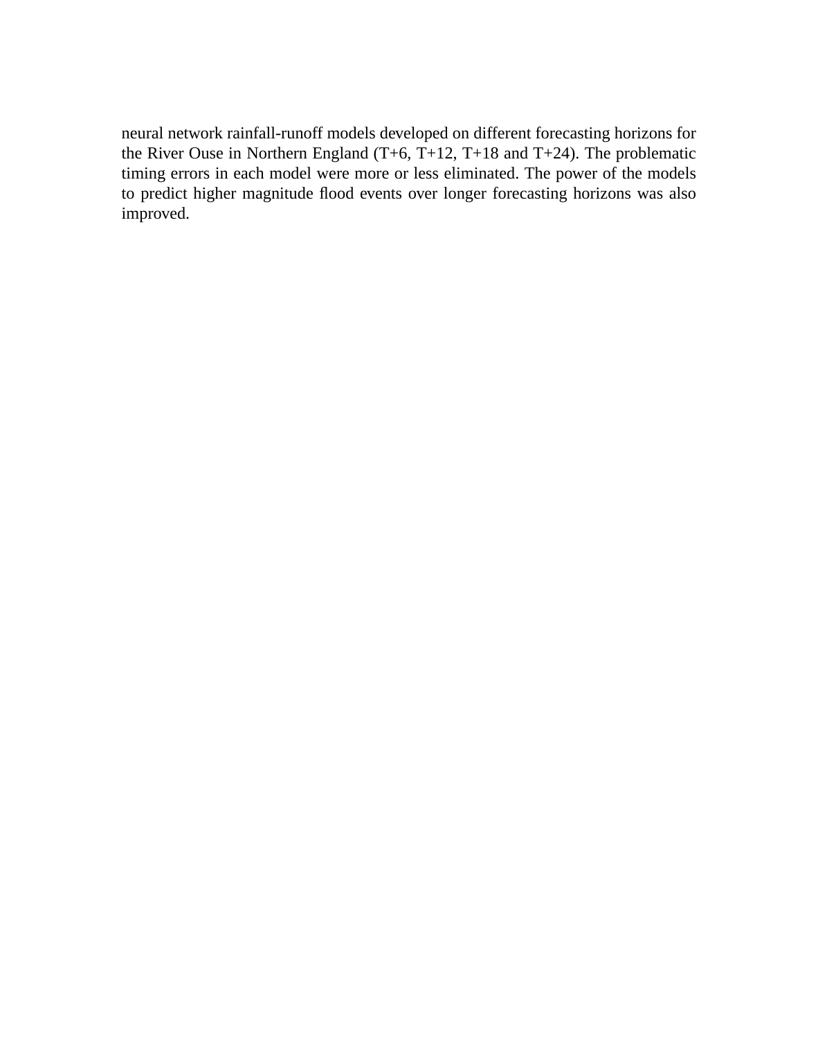neural network rainfall-runoff models developed on different forecasting horizons for the River Ouse in Northern England (T+6, T+12, T+18 and T+24). The problematic timing errors in each model were more or less eliminated. The power of the models to predict higher magnitude flood events over longer forecasting horizons was also improved.